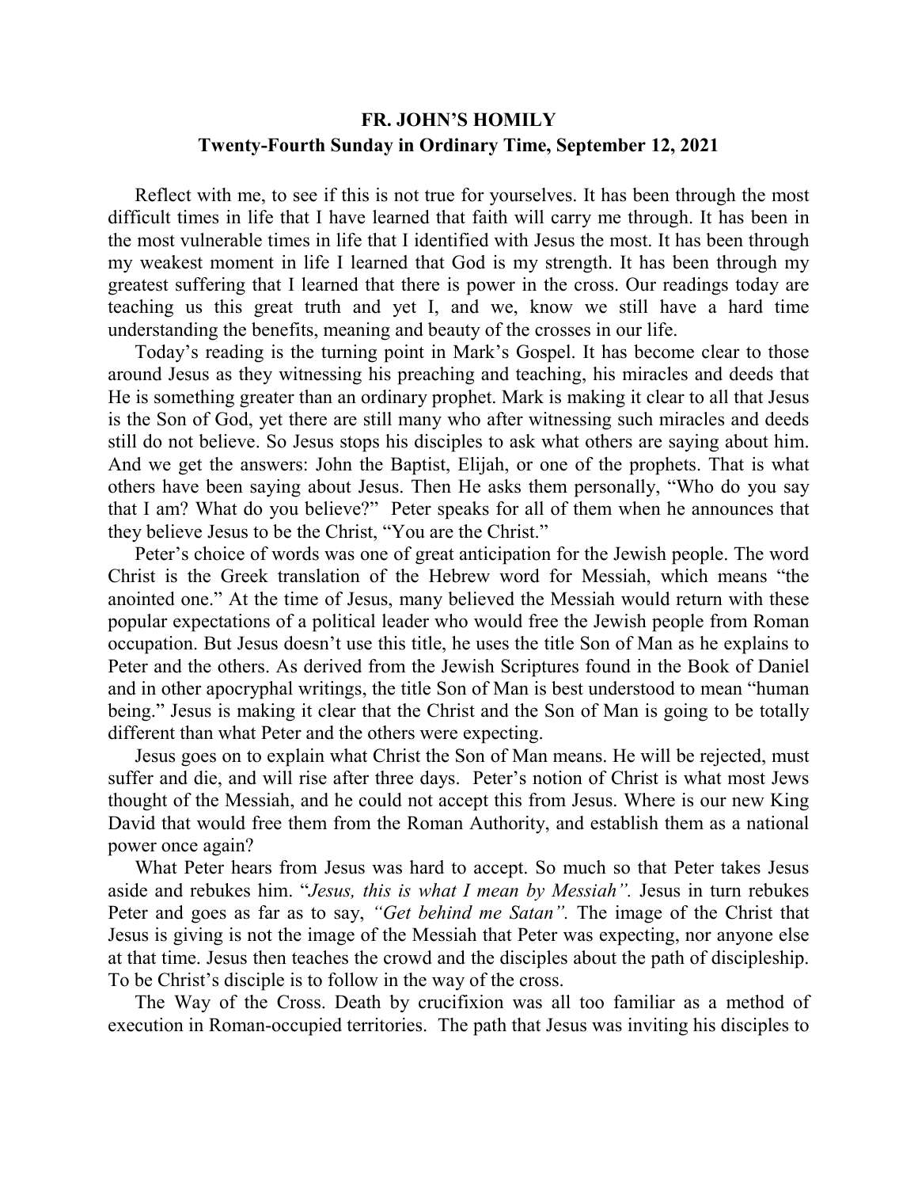**FR. JOHN'S HOMILY**

**Twenty-Fourth Sunday in Ordinary Time, September 12, 2021**

Reflect with me, to see if this is not true for yourselves. It has been through the most difficult times in life that I have learned that faith will carry me through. It has been in the most vulnerable times in life that I identified with Jesus the most. It has been through my weakest moment in life I learned that God is my strength. It has been through my greatest suffering that I learned that there is power in the cross. Our readings today are teaching us this great truth and yet I, and we, know we still have a hard time understanding the benefits, meaning and beauty of the crosses in our life.

Today's reading is the turning point in Mark's Gospel. It has become clear to those around Jesus as they witnessing his preaching and teaching, his miracles and deeds that He is something greater than an ordinary prophet. Mark is making it clear to all that Jesus is the Son of God, yet there are still many who after witnessing such miracles and deeds still do not believe. So Jesus stops his disciples to ask what others are saying about him. And we get the answers: John the Baptist, Elijah, or one of the prophets. That is what others have been saying about Jesus. Then He asks them personally, "Who do you say that I am? What do you believe?" Peter speaks for all of them when he announces that they believe Jesus to be the Christ, "You are the Christ."

Peter's choice of words was one of great anticipation for the Jewish people. The word Christ is the Greek translation of the Hebrew word for Messiah, which means "the anointed one." At the time of Jesus, many believed the Messiah would return with these popular expectations of a political leader who would free the Jewish people from Roman occupation. But Jesus doesn't use this title, he uses the title Son of Man as he explains to Peter and the others. As derived from the Jewish Scriptures found in the Book of Daniel and in other apocryphal writings, the title Son of Man is best understood to mean "human being." Jesus is making it clear that the Christ and the Son of Man is going to be totally different than what Peter and the others were expecting.

Jesus goes on to explain what Christ the Son of Man means. He will be rejected, must suffer and die, and will rise after three days. Peter's notion of Christ is what most Jews thought of the Messiah, and he could not accept this from Jesus. Where is our new King David that would free them from the Roman Authority, and establish them as a national power once again?

What Peter hears from Jesus was hard to accept. So much so that Peter takes Jesus aside and rebukes him. "*Jesus, this is what I mean by Messiah".* Jesus in turn rebukes Peter and goes as far as to say, *"Get behind me Satan".* The image of the Christ that Jesus is giving is not the image of the Messiah that Peter was expecting, nor anyone else at that time. Jesus then teaches the crowd and the disciples about the path of discipleship. To be Christ's disciple is to follow in the way of the cross.

The Way of the Cross. Death by crucifixion was all too familiar as a method of execution in Roman-occupied territories. The path that Jesus was inviting his disciples to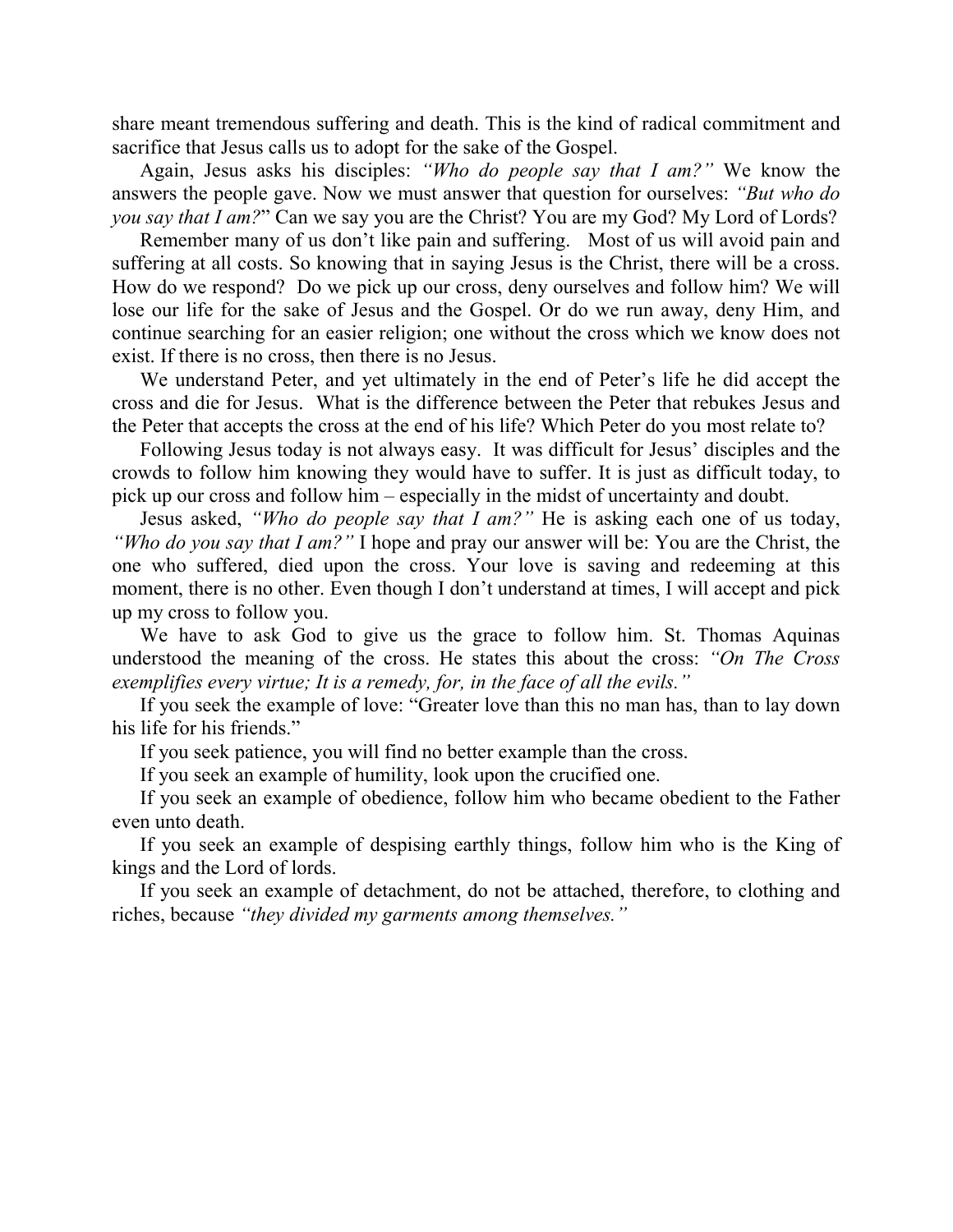share meant tremendous suffering and death. This is the kind of radical commitment and sacrifice that Jesus calls us to adopt for the sake of the Gospel.

Again, Jesus asks his disciples: *"Who do people say that I am?"* We know the answers the people gave. Now we must answer that question for ourselves: *"But who do you say that I am?*" Can we say you are the Christ? You are my God? My Lord of Lords?

Remember many of us don't like pain and suffering. Most of us will avoid pain and suffering at all costs. So knowing that in saying Jesus is the Christ, there will be a cross. How do we respond? Do we pick up our cross, deny ourselves and follow him? We will lose our life for the sake of Jesus and the Gospel. Or do we run away, deny Him, and continue searching for an easier religion; one without the cross which we know does not exist. If there is no cross, then there is no Jesus.

We understand Peter, and yet ultimately in the end of Peter's life he did accept the cross and die for Jesus. What is the difference between the Peter that rebukes Jesus and the Peter that accepts the cross at the end of his life? Which Peter do you most relate to?

Following Jesus today is not always easy. It was difficult for Jesus' disciples and the crowds to follow him knowing they would have to suffer. It is just as difficult today, to pick up our cross and follow him – especially in the midst of uncertainty and doubt.

Jesus asked, *"Who do people say that I am?"* He is asking each one of us today, *"Who do you say that I am?"* I hope and pray our answer will be: You are the Christ, the one who suffered, died upon the cross. Your love is saving and redeeming at this moment, there is no other. Even though I don't understand at times, I will accept and pick up my cross to follow you.

We have to ask God to give us the grace to follow him. St. Thomas Aquinas understood the meaning of the cross. He states this about the cross: *"On The Cross exemplifies every virtue; It is a remedy, for, in the face of all the evils."*

If you seek the example of love: "Greater love than this no man has, than to lay down his life for his friends."

If you seek patience, you will find no better example than the cross.

If you seek an example of humility, look upon the crucified one.

If you seek an example of obedience, follow him who became obedient to the Father even unto death.

If you seek an example of despising earthly things, follow him who is the King of kings and the Lord of lords.

If you seek an example of detachment, do not be attached, therefore, to clothing and riches, because *"they divided my garments among themselves."*